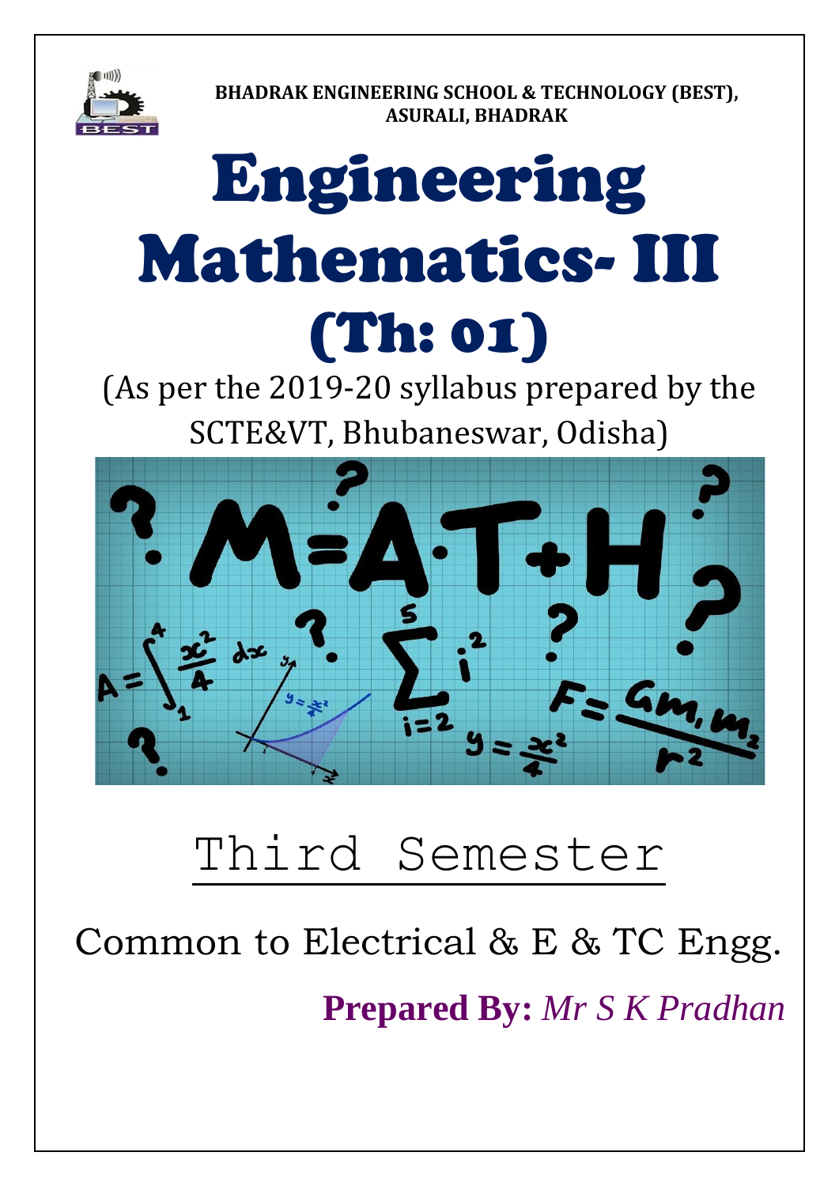**BHADRAK ENGINEERING SCHOOL & TECHNOLOGY (BEST), ASURALI, BHADRAK**

# Engineering Mathematics- III (Th: 01)

(As per the 2019-20 syllabus prepared by the SCTE&VT, Bhubaneswar, Odisha)

## Third Semester

Common to Electrical & E & TC Engg.

**Prepared By:** *Mr S K Pradhan*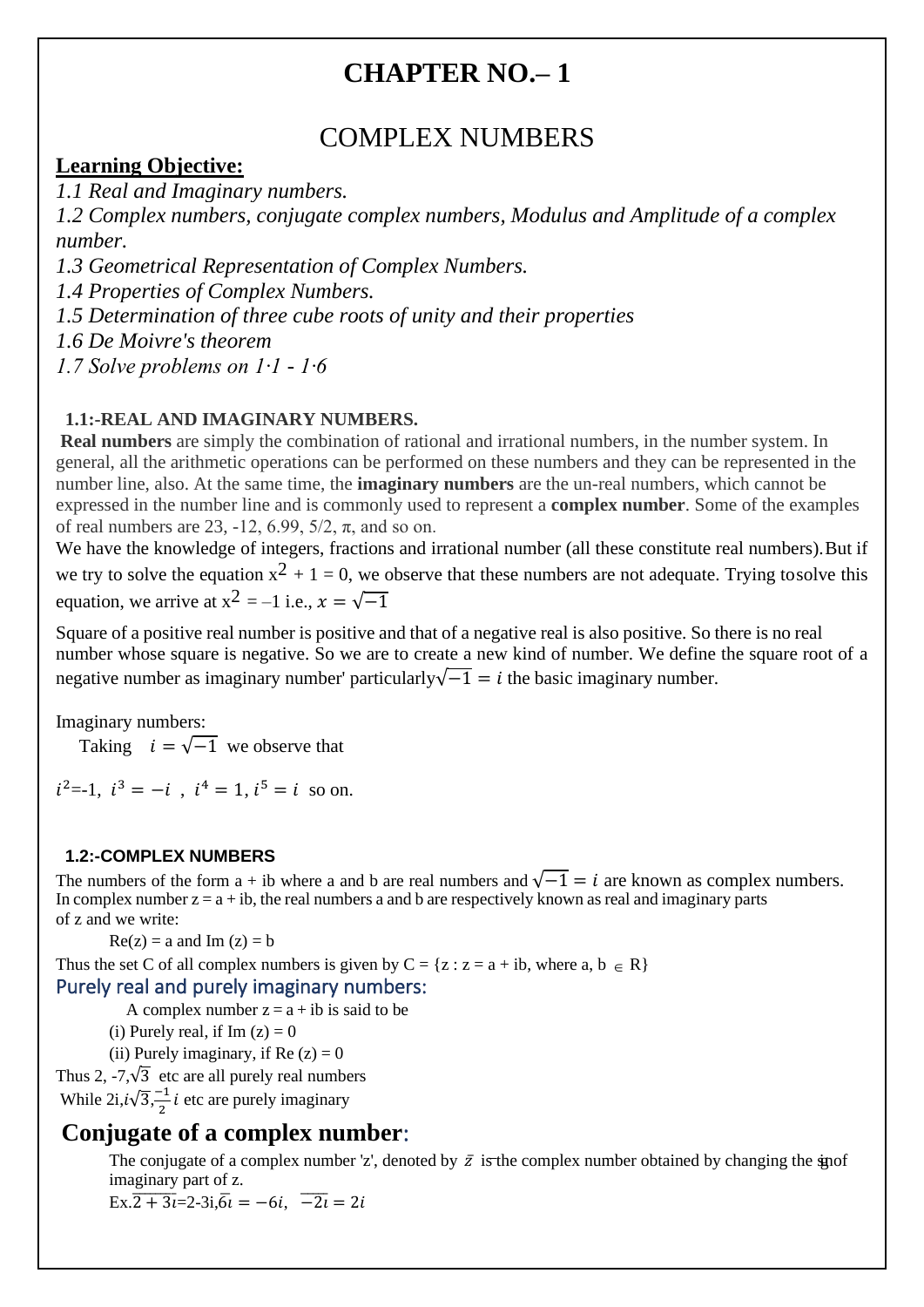# CHAPTER NO.– 1

## COMPLEX NUMBERS

**Learning Objective:**

*1.1 Real and Imaginary numbers.*
*1.2 Complex numbers, conjugate complex numbers, Modulus and Amplitude of a complex number.*
*1.3 Geometrical Representation of Complex Numbers.*
*1.4 Properties of Complex Numbers.*
*1.5 Determination of three cube roots of unity and their properties*
*1.6 De Moivre's theorem*
*1.7 Solve problems on 1·1 - 1·6*

### 1.1:-REAL AND IMAGINARY NUMBERS.

**Real numbers** are simply the combination of rational and irrational numbers, in the number system. In general, all the arithmetic operations can be performed on these numbers and they can be represented in the number line, also. At the same time, the **imaginary numbers** are the un-real numbers, which cannot be expressed in the number line and is commonly used to represent a **complex number**. Some of the examples of real numbers are 23, -12, 6.99, 5/2, π, and so on.

We have the knowledge of integers, fractions and irrational number (all these constitute real numbers).But if we try to solve the equation $x^2 + 1 = 0$, we observe that these numbers are not adequate. Trying tosolve this equation, we arrive at $x^2 = -1$ i.e., $x = \sqrt{-1}$

Square of a positive real number is positive and that of a negative real is also positive. So there is no real number whose square is negative. So we are to create a new kind of number. We define the square root of a negative number as imaginary number' particularly$\sqrt{-1} = i$ the basic imaginary number.

Imaginary numbers:

Taking $i = \sqrt{-1}$ we observe that

$i^2$=-1, $i^3 = -i$ , $i^4 = 1, i^5 = i$ so on.

### 1.2:-COMPLEX NUMBERS

The numbers of the form a + ib where a and b are real numbers and $\sqrt{-1} = i$ are known as complex numbers. In complex number z = a + ib, the real numbers a and b are respectively known as real and imaginary parts of z and we write:

Re(z) = a and Im (z) = b

Thus the set C of all complex numbers is given by C = {z : z = a + ib, where a, b $\in$ R}

### Purely real and purely imaginary numbers:

A complex number z = a + ib is said to be

(i) Purely real, if Im (z) = 0

(ii) Purely imaginary, if Re (z) = 0

Thus 2, -7,$\sqrt{3}$ etc are all purely real numbers

While 2i,$i\sqrt{3}$,$\frac{-1}{2}i$ etc are purely imaginary

## Conjugate of a complex number:

The conjugate of a complex number 'z', denoted by $\bar{z}$ is the complex number obtained by changing the sign of imaginary part of z.

Ex.$\overline{2+3i}$=2-3i,$\overline{6i} = -6i$, $\overline{-2i} = 2i$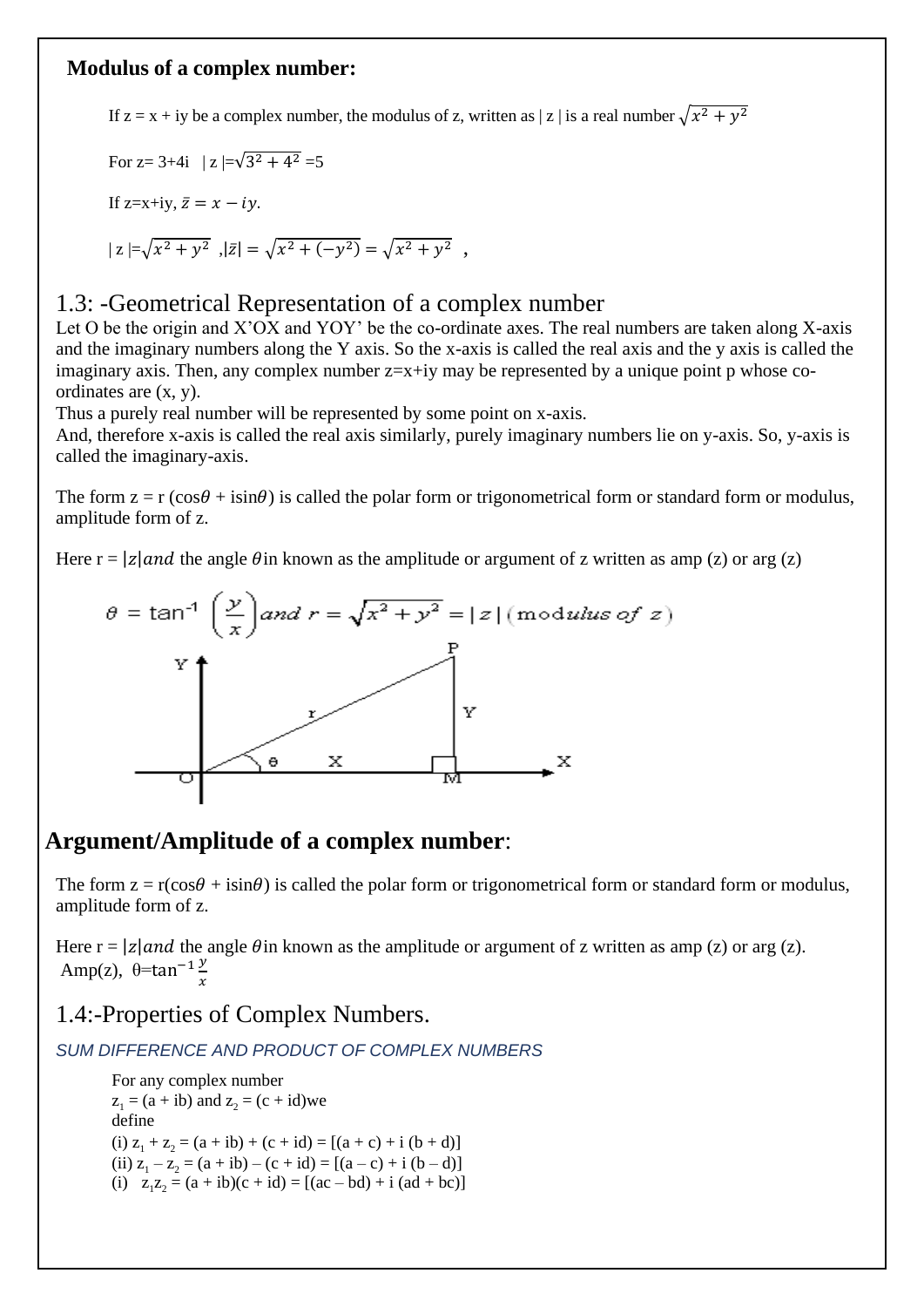## Modulus of a complex number:

If z = x + iy be a complex number, the modulus of z, written as | z | is a real number $\sqrt{x^2 + y^2}$

For z= 3+4i | z |=$\sqrt{3^2 + 4^2}$ =5

If z=x+iy, $\bar{z} = x - iy$.

| z |=$\sqrt{x^2 + y^2}$ ,$|\bar{z}| = \sqrt{x^2 + (-y^2)} = \sqrt{x^2 + y^2}$ ,

# 1.3: -Geometrical Representation of a complex number

Let O be the origin and X'OX and YOY' be the co-ordinate axes. The real numbers are taken along X-axis and the imaginary numbers along the Y axis. So the x-axis is called the real axis and the y axis is called the imaginary axis. Then, any complex number z=x+iy may be represented by a unique point p whose co-ordinates are (x, y).

Thus a purely real number will be represented by some point on x-axis.

And, therefore x-axis is called the real axis similarly, purely imaginary numbers lie on y-axis. So, y-axis is called the imaginary-axis.

The form z = r (cos$\theta$ + isin$\theta$) is called the polar form or trigonometrical form or standard form or modulus, amplitude form of z.

Here r = $|z|$ and the angle $\theta$ in known as the amplitude or argument of z written as amp (z) or arg (z)

$$\theta = \tan^{-1}\left(\frac{y}{x}\right) and\ r = \sqrt{x^2 + y^2} = |z| \text{ (modulus of } z)$$

P
Y
r
Y
O θ X M X

## Argument/Amplitude of a complex number:

The form z = r(cos$\theta$ + isin$\theta$) is called the polar form or trigonometrical form or standard form or modulus, amplitude form of z.

Here r = $|z|$ and the angle $\theta$ in known as the amplitude or argument of z written as amp (z) or arg (z).
Amp(z), $\theta = \tan^{-1}\frac{y}{x}$

# 1.4:-Properties of Complex Numbers.

*SUM DIFFERENCE AND PRODUCT OF COMPLEX NUMBERS*

For any complex number
$z_1$ = (a + ib) and $z_2$ = (c + id)we
define

(i) $z_1 + z_2$ = (a + ib) + (c + id) = [(a + c) + i (b + d)]
(ii) $z_1 - z_2$ = (a + ib) – (c + id) = [(a – c) + i (b – d)]
(i) $z_1 z_2$ = (a + ib)(c + id) = [(ac – bd) + i (ad + bc)]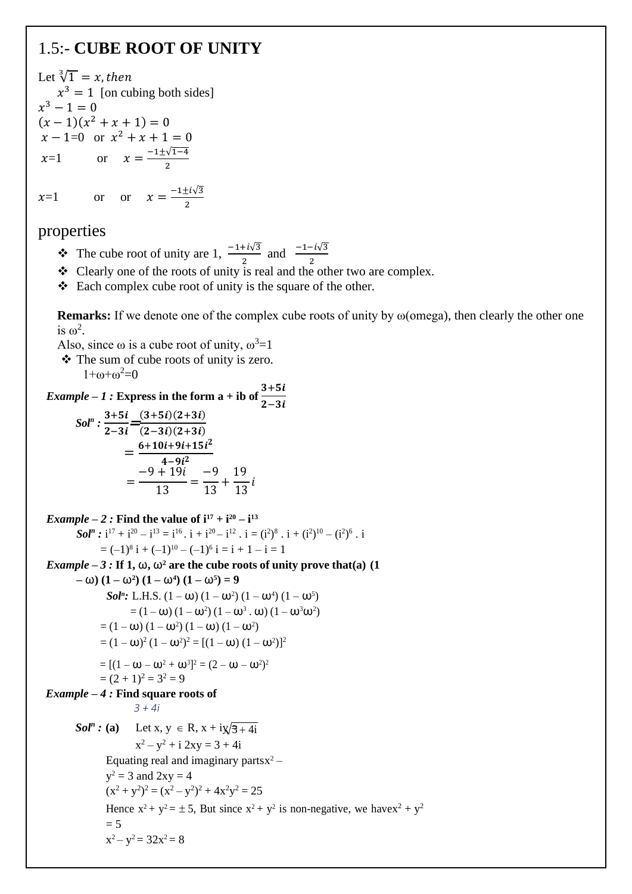## 1.5:- CUBE ROOT OF UNITY

Let $\sqrt[3]{1} = x, then$

$x^3 = 1$ [on cubing both sides]

$x^3 - 1 = 0$

$(x-1)(x^2+x+1) = 0$

$x - 1$=0 or $x^2 + x + 1 = 0$

$x$=1 or $x = \frac{-1 \pm \sqrt{1-4}}{2}$

$x$=1 or or $x = \frac{-1 \pm i\sqrt{3}}{2}$

## properties

- The cube root of unity are 1, $\frac{-1+i\sqrt{3}}{2}$ and $\frac{-1-i\sqrt{3}}{2}$
- Clearly one of the roots of unity is real and the other two are complex.
- Each complex cube root of unity is the square of the other.

**Remarks:** If we denote one of the complex cube roots of unity by ω(omega), then clearly the other one is $\omega^2$.
Also, since ω is a cube root of unity, $\omega^3$=1

- The sum of cube roots of unity is zero.
  $1+\omega+\omega^2=0$

***Example – 1 :*** **Express in the form a + ib of $\frac{3+5i}{2-3i}$**

***Soln :*** $\frac{3+5i}{2-3i} = \frac{(3+5i)(2+3i)}{(2-3i)(2+3i)}$

$= \frac{6+10i+9i+15i^2}{4-9i^2}$

$= \frac{-9+19i}{13} = \frac{-9}{13} + \frac{19}{13}i$

***Example – 2 :*** **Find the value of $i^{17} + i^{20} - i^{13}$**

***Soln :*** $i^{17} + i^{20} - i^{13} = i^{16} . i + i^{20} - i^{12} . i = (i^2)^8 . i + (i^2)^{10} - (i^2)^6 . i$

$= (-1)^8 i + (-1)^{10} - (-1)^6 i = i + 1 - i = 1$

***Example – 3 :*** **If 1, ω, $\omega^2$ are the cube roots of unity prove that(a) $(1 - \omega)(1 - \omega^2)(1 - \omega^4)(1 - \omega^5) = 9$**

***Soln:*** L.H.S. $(1 - \omega)(1 - \omega^2)(1 - \omega^4)(1 - \omega^5)$

$= (1 - \omega)(1 - \omega^2)(1 - \omega^3 . \omega)(1 - \omega^3\omega^2)$

$= (1 - \omega)(1 - \omega^2)(1 - \omega)(1 - \omega^2)$

$= (1 - \omega)^2(1 - \omega^2)^2 = [(1 - \omega)(1 - \omega^2)]^2$

$= [(1 - \omega - \omega^2 + \omega^3]^2 = (2 - \omega - \omega^2)^2$

$= (2 + 1)^2 = 3^2 = 9$

***Example – 4 :*** **Find square roots of**

3 + 4i

***Soln :*** **(a)** Let x, y ∈ R, x + iy$\sqrt{3+4i}$

$x^2 - y^2 + i\, 2xy = 3 + 4i$

Equating real and imaginary parts$x^2 - y^2 = 3$ and $2xy = 4$

$(x^2 + y^2)^2 = (x^2 - y^2)^2 + 4x^2y^2 = 25$

Hence $x^2 + y^2 = \pm 5$, But since $x^2 + y^2$ is non-negative, we have$x^2 + y^2 = 5$

$x^2 - y^2 = 32x^2 = 8$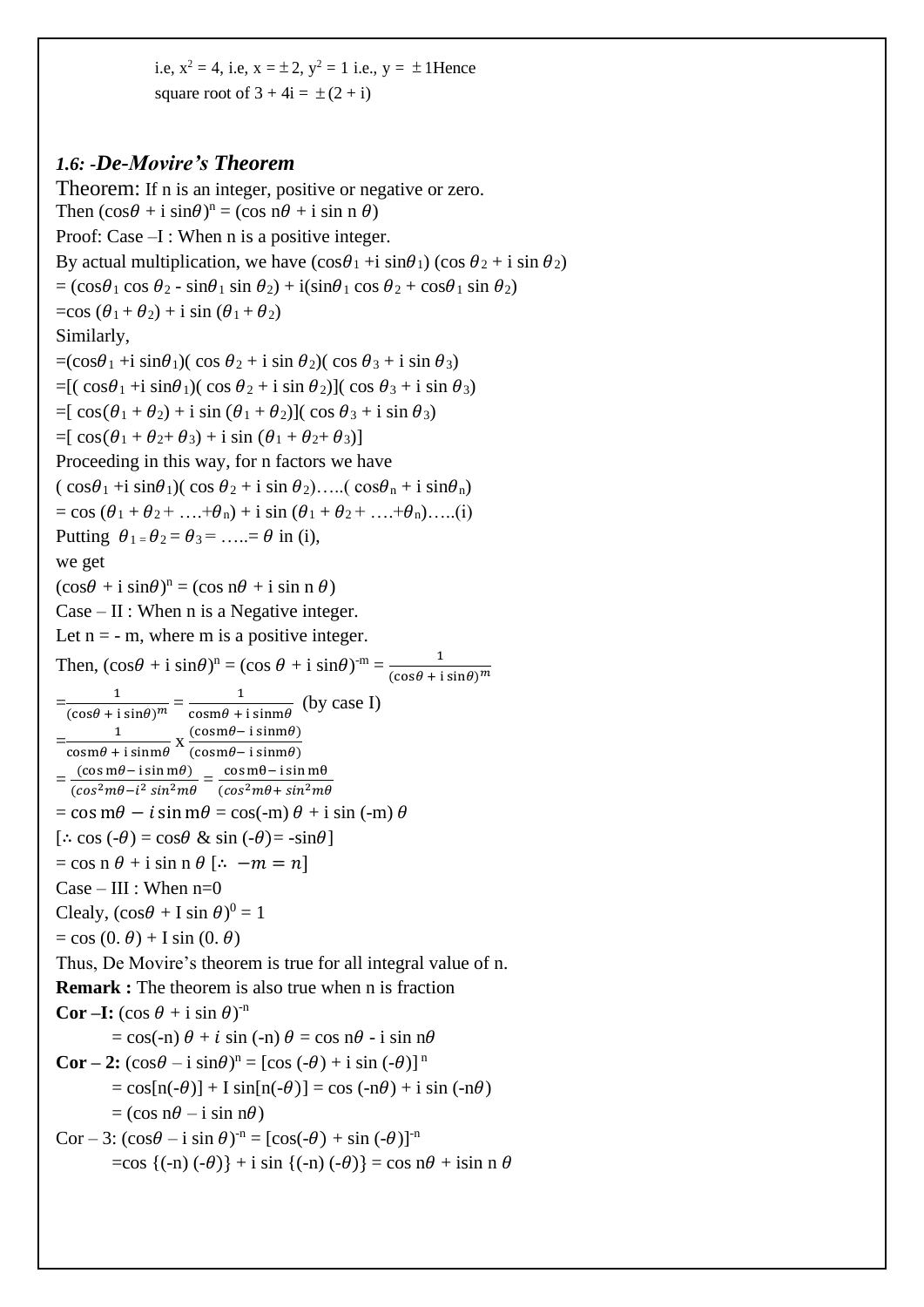i.e, $x^2 = 4$, i.e, $x = \pm 2$, $y^2 = 1$ i.e., $y = \pm 1$Hence square root of $3 + 4i = \pm(2 + i)$

### *1.6: -De-Movire's Theorem*

Theorem: If n is an integer, positive or negative or zero.

Then $(\cos\theta + i\sin\theta)^n = (\cos n\theta + i\sin n\theta)$

Proof: Case –I : When n is a positive integer.

By actual multiplication, we have $(\cos\theta_1 + i\sin\theta_1)(\cos\theta_2 + i\sin\theta_2)$

$= (\cos\theta_1\cos\theta_2 - \sin\theta_1\sin\theta_2) + i(\sin\theta_1\cos\theta_2 + \cos\theta_1\sin\theta_2)$

$= \cos(\theta_1 + \theta_2) + i\sin(\theta_1 + \theta_2)$

Similarly,

$=(\cos\theta_1 + i\sin\theta_1)(\cos\theta_2 + i\sin\theta_2)(\cos\theta_3 + i\sin\theta_3)$

$=[(\cos\theta_1 + i\sin\theta_1)(\cos\theta_2 + i\sin\theta_2)](\cos\theta_3 + i\sin\theta_3)$

$=[\cos(\theta_1 + \theta_2) + i\sin(\theta_1 + \theta_2)](\cos\theta_3 + i\sin\theta_3)$

$=[\cos(\theta_1 + \theta_2 + \theta_3) + i\sin(\theta_1 + \theta_2 + \theta_3)]$

Proceeding in this way, for n factors we have

$(\cos\theta_1 + i\sin\theta_1)(\cos\theta_2 + i\sin\theta_2)\ldots..(\cos\theta_n + i\sin\theta_n)$

$= \cos(\theta_1 + \theta_2 + \ldots.+\theta_n) + i\sin(\theta_1 + \theta_2 + \ldots.+\theta_n)$…..(i)

Putting $\theta_1 = \theta_2 = \theta_3 = \ldots.. = \theta$ in (i),

we get

$(\cos\theta + i\sin\theta)^n = (\cos n\theta + i\sin n\theta)$

Case – II : When n is a Negative integer.

Let n = - m, where m is a positive integer.

Then, $(\cos\theta + i\sin\theta)^n = (\cos\theta + i\sin\theta)^{-m} = \frac{1}{(\cos\theta + i\sin\theta)^m}$

$=\frac{1}{(\cos\theta + i\sin\theta)^m} = \frac{1}{\cos m\theta + i\sin m\theta}$ (by case I)

$=\frac{1}{\cos m\theta + i\sin m\theta} \times \frac{(\cos m\theta - i\sin m\theta)}{(\cos m\theta - i\sin m\theta)}$

$= \frac{(\cos m\theta - i\sin m\theta)}{(\cos^2 m\theta - i^2\sin^2 m\theta} = \frac{\cos m\theta - i\sin m\theta}{(\cos^2 m\theta + \sin^2 m\theta}$

$= \cos m\theta - i\sin m\theta = \cos(-m)\theta + i\sin(-m)\theta$

$[\therefore \cos(-\theta) = \cos\theta$ & $\sin(-\theta) = -\sin\theta]$

$= \cos n\theta + i\sin n\theta$ $[\therefore -m = n]$

Case – III : When n=0

Clealy, $(\cos\theta + I\sin\theta)^0 = 1$

$= \cos(0.\theta) + I\sin(0.\theta)$

Thus, De Movire's theorem is true for all integral value of n.

**Remark :** The theorem is also true when n is fraction

**Cor –I:** $(\cos\theta + i\sin\theta)^{-n}$

$= \cos(-n)\theta + i\sin(-n)\theta = \cos n\theta - i\sin n\theta$

**Cor – 2:** $(\cos\theta - i\sin\theta)^n = [\cos(-\theta) + i\sin(-\theta)]^n$

$= \cos[n(-\theta)] + I\sin[n(-\theta)] = \cos(-n\theta) + i\sin(-n\theta)$

$= (\cos n\theta - i\sin n\theta)$

Cor – 3: $(\cos\theta - i\sin\theta)^{-n} = [\cos(-\theta) + \sin(-\theta)]^{-n}$

$=\cos\{(-n)(-\theta)\} + i\sin\{(-n)(-\theta)\} = \cos n\theta + i\sin n\theta$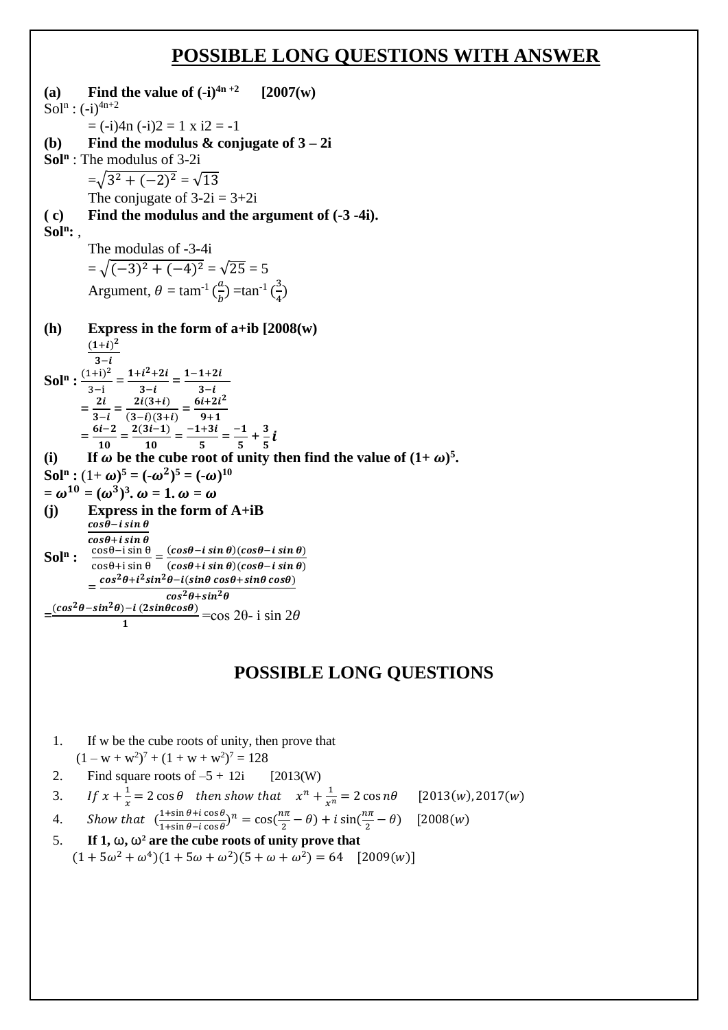# POSSIBLE LONG QUESTIONS WITH ANSWER

**(a) Find the value of $(-i)^{4n+2}$ [2007(w)]**

Sol$^n$ : $(-i)^{4n+2}$

$= (-i)4n\ (-i)2 = 1 \times i2 = -1$

**(b) Find the modulus & conjugate of 3 – 2i**

**Sol$^n$** : The modulus of 3-2i

$=\sqrt{3^2 + (-2)^2} = \sqrt{13}$

The conjugate of 3-2i = 3+2i

**( c) Find the modulus and the argument of (-3 -4i).**

**Sol$^n$:** ,

The modulas of -3-4i

$= \sqrt{(-3)^2 + (-4)^2} = \sqrt{25} = 5$

Argument, $\theta$ = tam$^{-1}$ $(\frac{a}{b})$ =tan$^{-1}$ $(\frac{3}{4})$

**(h) Express in the form of a+ib [2008(w)**

$\frac{(1+i)^2}{3-i}$

**Sol$^n$ :** $\frac{(1+i)^2}{3-i} = \frac{1+i^2+2i}{3-i} = \frac{1-1+2i}{3-i}$

$= \frac{2i}{3-i} = \frac{2i(3+i)}{(3-i)(3+i)} = \frac{6i+2i^2}{9+1}$

$= \frac{6i-2}{10} = \frac{2(3i-1)}{10} = \frac{-1+3i}{5} = \frac{-1}{5} + \frac{3}{5}i$

**(i) If $\omega$ be the cube root of unity then find the value of $(1+\omega)^5$.**

**Sol$^n$ :** $(1+\omega)^5 = (-\omega^2)^5 = (-\omega)^{10}$

$= \omega^{10} = (\omega^3)^3.\ \omega = 1.\ \omega = \omega$

**(j) Express in the form of A+iB**

$\frac{\cos\theta - i\sin\theta}{\cos\theta + i\sin\theta}$

**Sol$^n$ :** $\frac{\cos\theta - i\sin\theta}{\cos\theta + i\sin\theta} = \frac{(\cos\theta - i\sin\theta)(\cos\theta - i\sin\theta)}{(\cos\theta + i\sin\theta)(\cos\theta - i\sin\theta)}$

$= \frac{\cos^2\theta + i^2\sin^2\theta - i(\sin\theta\cos\theta + \sin\theta\cos\theta)}{\cos^2\theta + \sin^2\theta}$

$= \frac{(\cos^2\theta - \sin^2\theta) - i\,(2\sin\theta\cos\theta)}{1}$ $= \cos 2\theta - i\sin 2\theta$

# POSSIBLE LONG QUESTIONS

1. If w be the cube roots of unity, then prove that
   $(1 - w + w^2)^7 + (1 + w + w^2)^7 = 128$
2. Find square roots of –5 + 12i [2013(W)
3. *If* $x + \frac{1}{x} = 2\cos\theta$ *then show that* $x^n + \frac{1}{x^n} = 2\cos n\theta$ [2013(w), 2017(w)
4. *Show that* $(\frac{1+\sin\theta + i\cos\theta}{1+\sin\theta - i\cos\theta})^n = \cos(\frac{n\pi}{2} - \theta) + i\sin(\frac{n\pi}{2} - \theta)$ [2008(w)
5. **If 1, $\omega$, $\omega^2$ are the cube roots of unity prove that**
   $(1 + 5\omega^2 + \omega^4)(1 + 5\omega + \omega^2)(5 + \omega + \omega^2) = 64$ [2009(w)]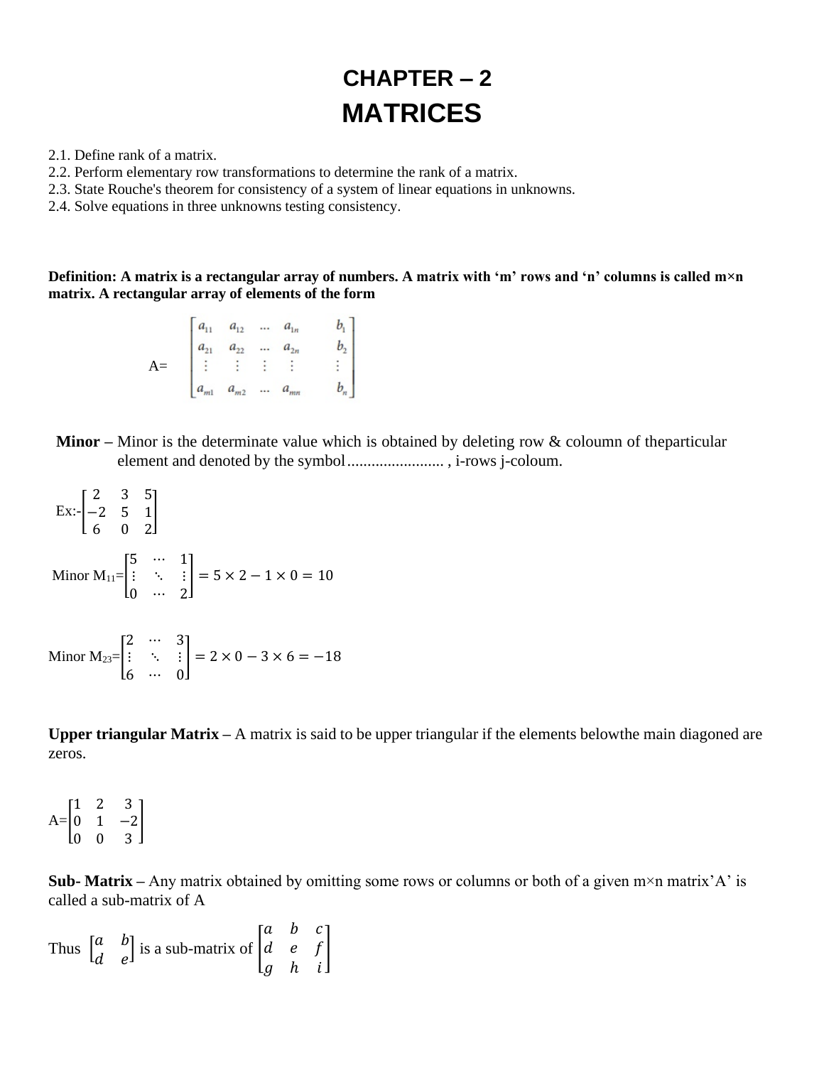# CHAPTER – 2

# MATRICES

2.1. Define rank of a matrix.
2.2. Perform elementary row transformations to determine the rank of a matrix.
2.3. State Rouche's theorem for consistency of a system of linear equations in unknowns.
2.4. Solve equations in three unknowns testing consistency.

**Definition: A matrix is a rectangular array of numbers. A matrix with 'm' rows and 'n' columns is called m×n matrix. A rectangular array of elements of the form**

$$A=\begin{bmatrix} a_{11} & a_{12} & \cdots & a_{1n} & b_1 \\ a_{21} & a_{22} & \cdots & a_{2n} & b_2 \\ \vdots & \vdots & \vdots & \vdots & \vdots \\ a_{m1} & a_{m2} & \cdots & a_{mn} & b_n \end{bmatrix}$$

**Minor –** Minor is the determinate value which is obtained by deleting row & coloumn of theparticular element and denoted by the symbol........................ , i-rows j-coloum.

Ex:- $\begin{bmatrix} 2 & 3 & 5 \\ -2 & 5 & 1 \\ 6 & 0 & 2 \end{bmatrix}$

Minor $M_{11}=\begin{bmatrix} 5 & \cdots & 1 \\ \vdots & \ddots & \vdots \\ 0 & \cdots & 2 \end{bmatrix} = 5 \times 2 - 1 \times 0 = 10$

Minor $M_{23}=\begin{bmatrix} 2 & \cdots & 3 \\ \vdots & \ddots & \vdots \\ 6 & \cdots & 0 \end{bmatrix} = 2 \times 0 - 3 \times 6 = -18$

**Upper triangular Matrix –** A matrix is said to be upper triangular if the elements belowthe main diagoned are zeros.

$A=\begin{bmatrix} 1 & 2 & 3 \\ 0 & 1 & -2 \\ 0 & 0 & 3 \end{bmatrix}$

**Sub- Matrix –** Any matrix obtained by omitting some rows or columns or both of a given m×n matrix'A' is called a sub-matrix of A

Thus $\begin{bmatrix} a & b \\ d & e \end{bmatrix}$ is a sub-matrix of $\begin{bmatrix} a & b & c \\ d & e & f \\ g & h & i \end{bmatrix}$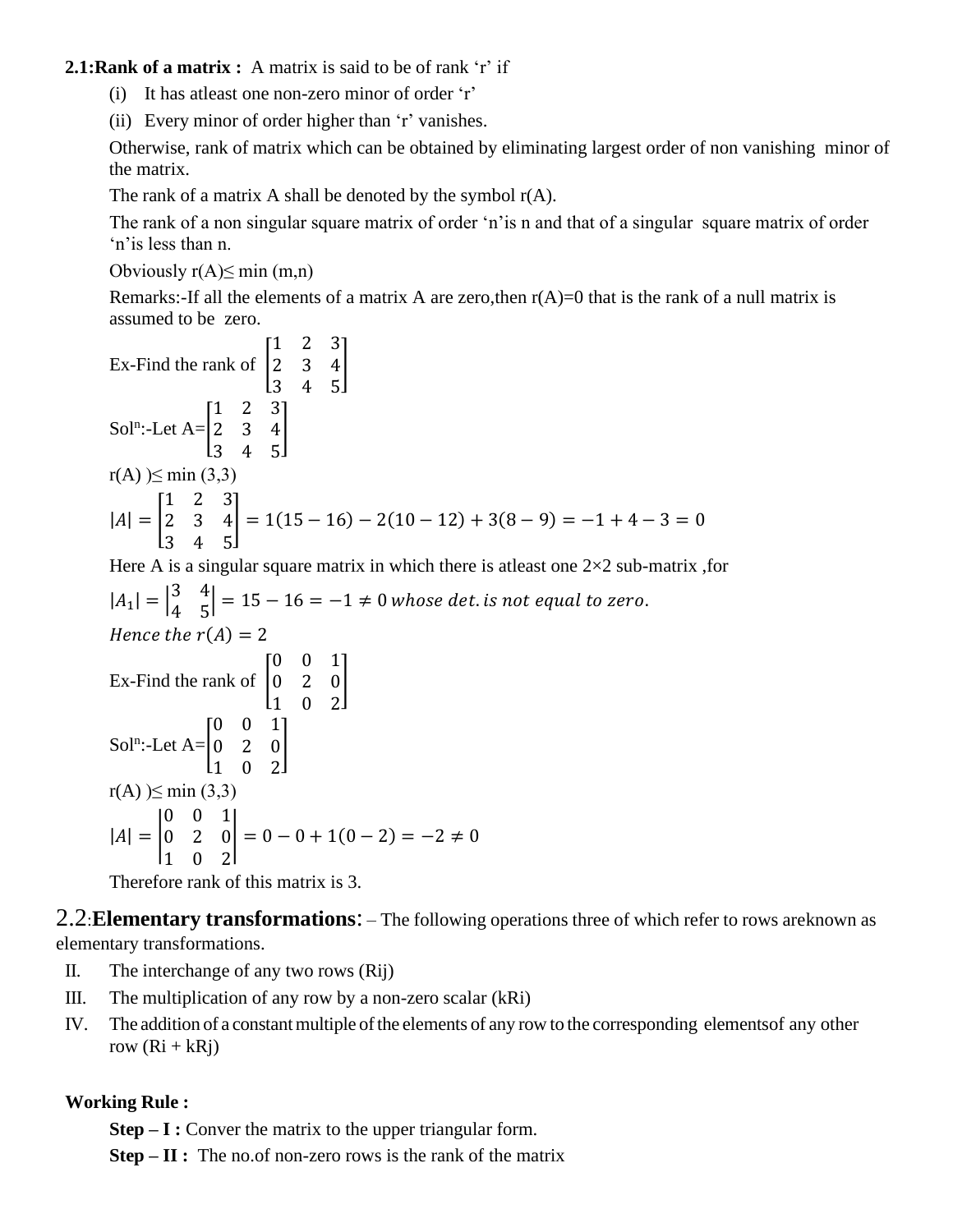**2.1:Rank of a matrix :** A matrix is said to be of rank 'r' if

(i) It has atleast one non-zero minor of order 'r'

(ii) Every minor of order higher than 'r' vanishes.

Otherwise, rank of matrix which can be obtained by eliminating largest order of non vanishing minor of the matrix.

The rank of a matrix A shall be denoted by the symbol r(A).

The rank of a non singular square matrix of order 'n'is n and that of a singular square matrix of order 'n'is less than n.

Obviously r(A)≤ min (m,n)

Remarks:-If all the elements of a matrix A are zero,then r(A)=0 that is the rank of a null matrix is assumed to be zero.

Ex-Find the rank of $\begin{bmatrix} 1 & 2 & 3 \\ 2 & 3 & 4 \\ 3 & 4 & 5 \end{bmatrix}$

Sol$^n$:-Let A=$\begin{bmatrix} 1 & 2 & 3 \\ 2 & 3 & 4 \\ 3 & 4 & 5 \end{bmatrix}$

r(A) )≤ min (3,3)

$$|A| = \begin{bmatrix} 1 & 2 & 3 \\ 2 & 3 & 4 \\ 3 & 4 & 5 \end{bmatrix} = 1(15-16) - 2(10-12) + 3(8-9) = -1 + 4 - 3 = 0$$

Here A is a singular square matrix in which there is atleast one 2×2 sub-matrix ,for

$$|A_1| = \begin{vmatrix} 3 & 4 \\ 4 & 5 \end{vmatrix} = 15 - 16 = -1 \neq 0 \; whose\ det.\ is\ not\ equal\ to\ zero.$$

$Hence\ the\ r(A) = 2$

Ex-Find the rank of $\begin{bmatrix} 0 & 0 & 1 \\ 0 & 2 & 0 \\ 1 & 0 & 2 \end{bmatrix}$

Sol$^n$:-Let A=$\begin{bmatrix} 0 & 0 & 1 \\ 0 & 2 & 0 \\ 1 & 0 & 2 \end{bmatrix}$

r(A) )≤ min (3,3)

$$|A| = \begin{vmatrix} 0 & 0 & 1 \\ 0 & 2 & 0 \\ 1 & 0 & 2 \end{vmatrix} = 0 - 0 + 1(0-2) = -2 \neq 0$$

Therefore rank of this matrix is 3.

## 2.2:**Elementary transformations**:

– The following operations three of which refer to rows areknown as elementary transformations.

II. The interchange of any two rows (Rij)

III. The multiplication of any row by a non-zero scalar (kRi)

IV. The addition of a constant multiple of the elements of any row to the corresponding elementsof any other row (Ri + kRj)

**Working Rule :**

**Step – I :** Conver the matrix to the upper triangular form.

**Step – II :** The no.of non-zero rows is the rank of the matrix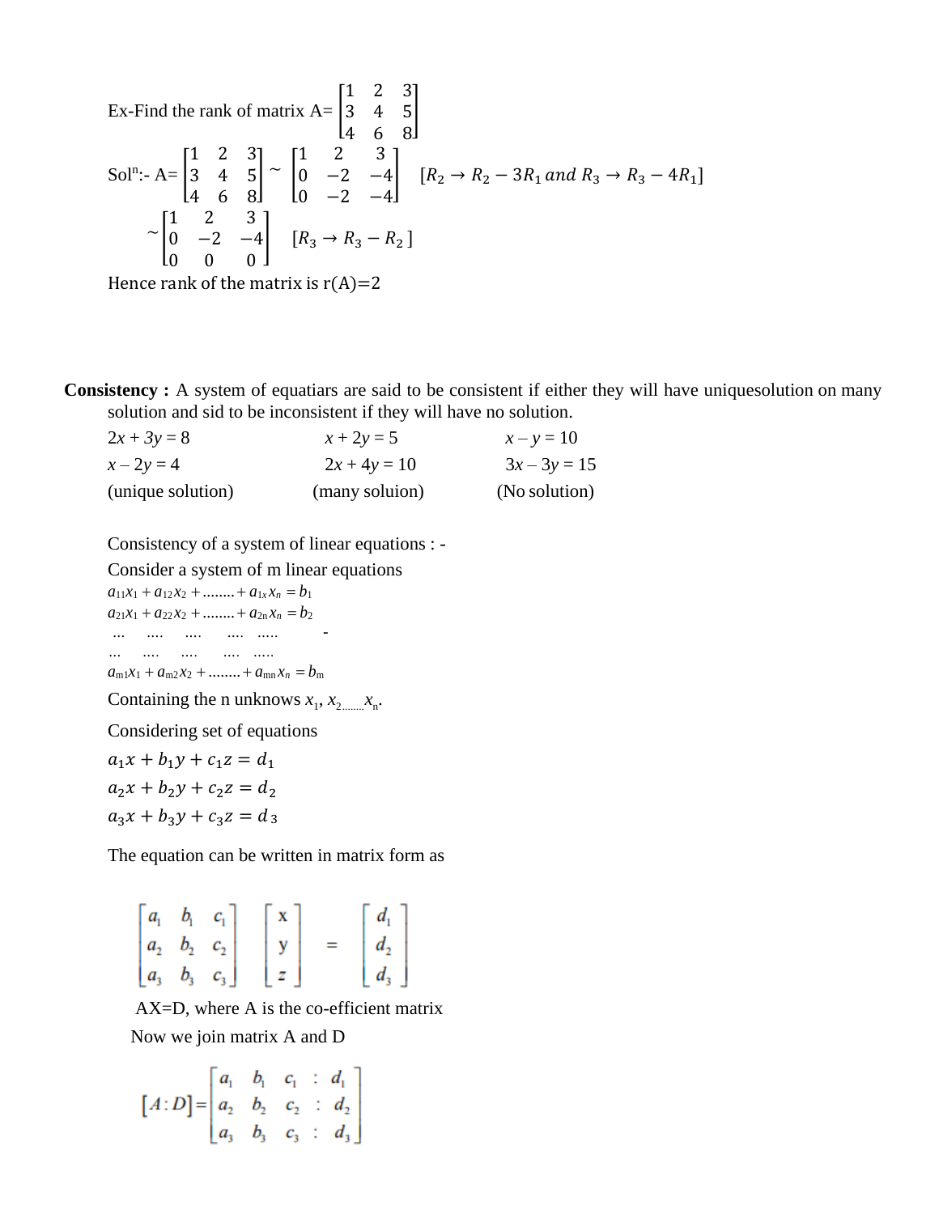Ex-Find the rank of matrix A= $\begin{bmatrix} 1 & 2 & 3 \\ 3 & 4 & 5 \\ 4 & 6 & 8 \end{bmatrix}$

Soln:- A= $\begin{bmatrix} 1 & 2 & 3 \\ 3 & 4 & 5 \\ 4 & 6 & 8 \end{bmatrix} \sim \begin{bmatrix} 1 & 2 & 3 \\ 0 & -2 & -4 \\ 0 & -2 & -4 \end{bmatrix} \quad [R_2 \to R_2 - 3R_1 \, and \, R_3 \to R_3 - 4R_1]$

$\sim \begin{bmatrix} 1 & 2 & 3 \\ 0 & -2 & -4 \\ 0 & 0 & 0 \end{bmatrix} \quad [R_3 \to R_3 - R_2]$

Hence rank of the matrix is r(A)=2

**Consistency :** A system of equatiars are said to be consistent if either they will have uniquesolution on many solution and sid to be inconsistent if they will have no solution.

| | | |
|---|---|---|
| $2x + 3y = 8$ | $x + 2y = 5$ | $x - y = 10$ |
| $x - 2y = 4$ | $2x + 4y = 10$ | $3x - 3y = 15$ |
| (unique solution) | (many soluion) | (No solution) |

Consistency of a system of linear equations : -

Consider a system of m linear equations

$a_{11}x_1 + a_{12}x_2 + ........ + a_{1x}x_n = b_1$

$a_{21}x_1 + a_{22}x_2 + ........ + a_{2n}x_n = b_2$

... .... .... .... .....

... .... .... .... .....

$a_{m1}x_1 + a_{m2}x_2 + ........ + a_{mn}x_n = b_m$

Containing the n unknows $x_1, x_{2........}x_n$.

Considering set of equations

$a_1x + b_1y + c_1z = d_1$

$a_2x + b_2y + c_2z = d_2$

$a_3x + b_3y + c_3z = d_3$

The equation can be written in matrix form as

$$\begin{bmatrix} a_1 & b_1 & c_1 \\ a_2 & b_2 & c_2 \\ a_3 & b_3 & c_3 \end{bmatrix} \begin{bmatrix} x \\ y \\ z \end{bmatrix} = \begin{bmatrix} d_1 \\ d_2 \\ d_3 \end{bmatrix}$$

AX=D, where A is the co-efficient matrix

Now we join matrix A and D

$$[A:D] = \begin{bmatrix} a_1 & b_1 & c_1 & : & d_1 \\ a_2 & b_2 & c_2 & : & d_2 \\ a_3 & b_3 & c_3 & : & d_3 \end{bmatrix}$$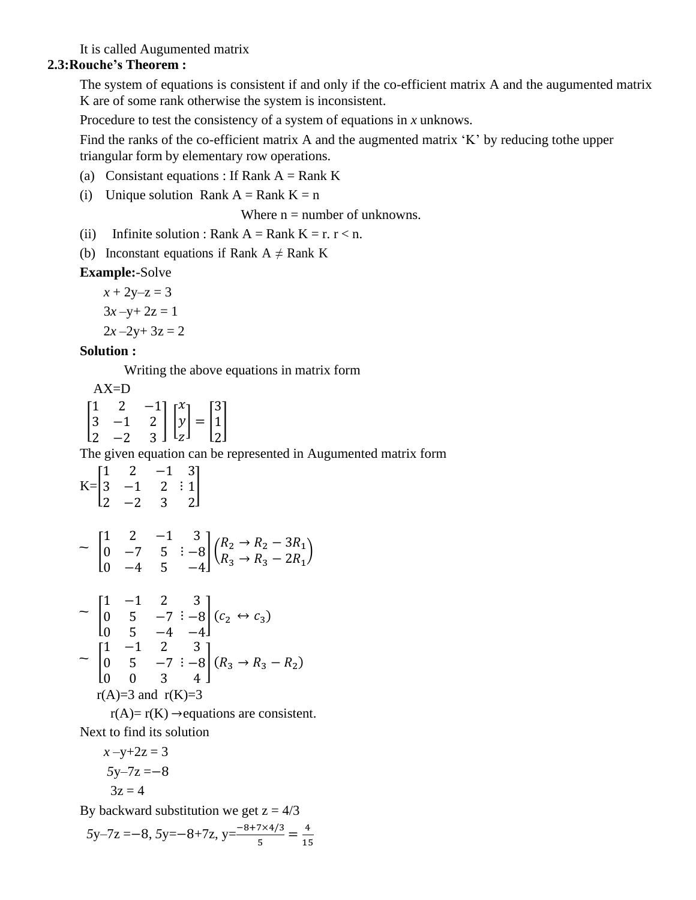It is called Augumented matrix

**2.3:Rouche's Theorem :**

The system of equations is consistent if and only if the co-efficient matrix A and the augumented matrix K are of some rank otherwise the system is inconsistent.

Procedure to test the consistency of a system of equations in *x* unknows.

Find the ranks of the co-efficient matrix A and the augmented matrix 'K' by reducing tothe upper triangular form by elementary row operations.

(a) Consistant equations : If Rank A = Rank K

(i) Unique solution Rank A = Rank K = n

Where n = number of unknowns.

(ii) Infinite solution : Rank A = Rank K = r. r < n.

(b) Inconstant equations if Rank A ≠ Rank K

**Example:**-Solve

$x + 2y - z = 3$

$3x - y + 2z = 1$

$2x - 2y + 3z = 2$

**Solution :**

Writing the above equations in matrix form

AX=D

$$\begin{bmatrix} 1 & 2 & -1 \\ 3 & -1 & 2 \\ 2 & -2 & 3 \end{bmatrix} \begin{bmatrix} x \\ y \\ z \end{bmatrix} = \begin{bmatrix} 3 \\ 1 \\ 2 \end{bmatrix}$$

The given equation can be represented in Augumented matrix form

$$K = \begin{bmatrix} 1 & 2 & -1 & 3 \\ 3 & -1 & 2 & \vdots 1 \\ 2 & -2 & 3 & 2 \end{bmatrix}$$

$$\sim \begin{bmatrix} 1 & 2 & -1 & 3 \\ 0 & -7 & 5 & \vdots -8 \\ 0 & -4 & 5 & -4 \end{bmatrix} \begin{pmatrix} R_2 \to R_2 - 3R_1 \\ R_3 \to R_3 - 2R_1 \end{pmatrix}$$

$$\sim \begin{bmatrix} 1 & -1 & 2 & 3 \\ 0 & 5 & -7 & \vdots -8 \\ 0 & 5 & -4 & -4 \end{bmatrix} (c_2 \leftrightarrow c_3)$$

$$\sim \begin{bmatrix} 1 & -1 & 2 & 3 \\ 0 & 5 & -7 & \vdots -8 \\ 0 & 0 & 3 & 4 \end{bmatrix} (R_3 \to R_3 - R_2)$$

r(A)=3 and r(K)=3

r(A)= r(K) →equations are consistent.

Next to find its solution

$x - y + 2z = 3$

$5y - 7z = -8$

$3z = 4$

By backward substitution we get z = 4/3

$5y - 7z = -8$, $5y = -8 + 7z$, $y = \frac{-8+7\times 4/3}{5} = \frac{4}{15}$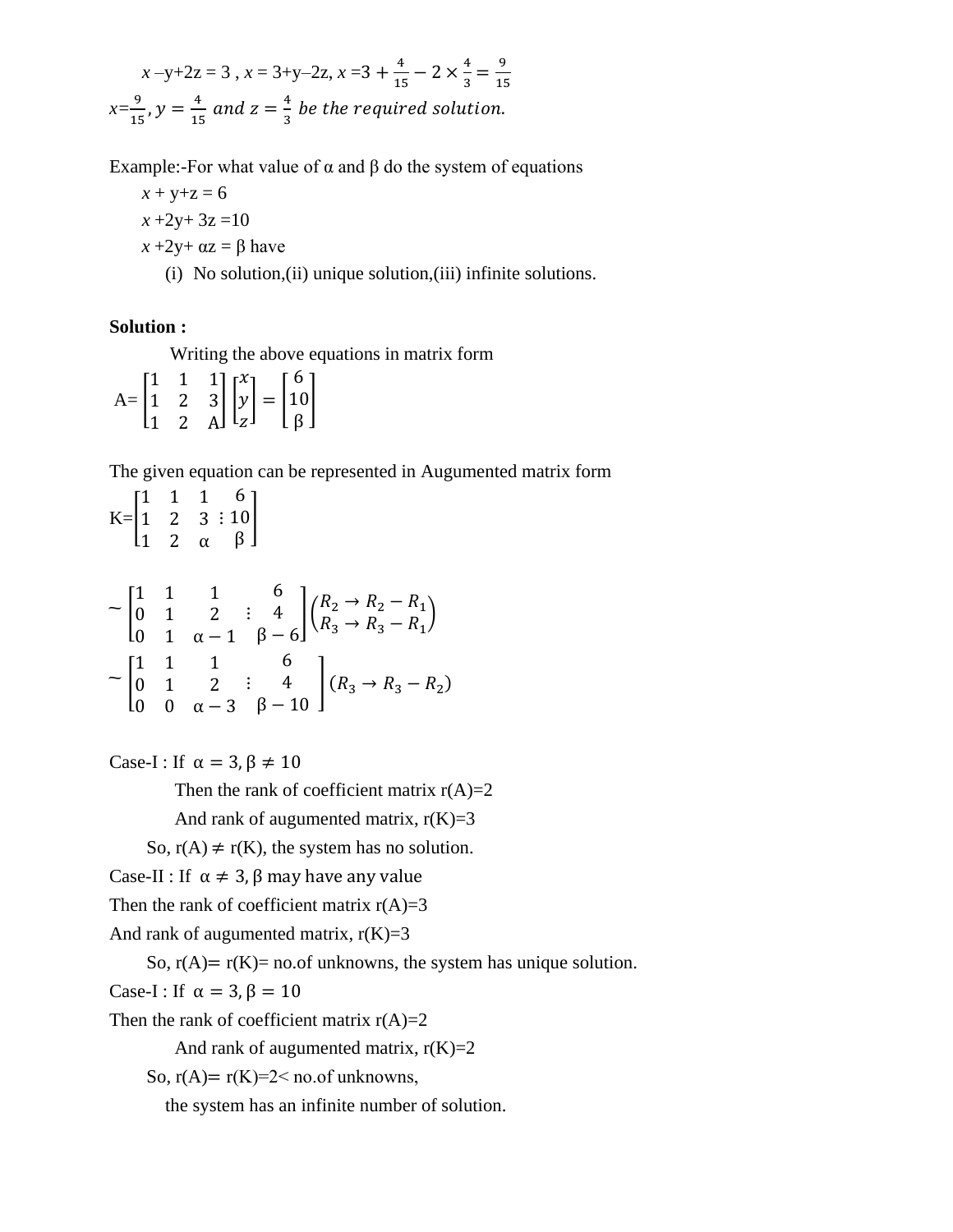$x$ –y+2z = 3 , $x$ = 3+y–2z, $x = 3 + \frac{4}{15} - 2 \times \frac{4}{3} = \frac{9}{15}$

$x = \frac{9}{15}, y = \frac{4}{15}$ *and* $z = \frac{4}{3}$ *be the required solution.*

Example:-For what value of α and β do the system of equations

$x$ + y+z = 6

$x$ +2y+ 3z =10

$x$ +2y+ αz = β have

(i) No solution,(ii) unique solution,(iii) infinite solutions.

**Solution :**

Writing the above equations in matrix form

$$A = \begin{bmatrix} 1 & 1 & 1 \\ 1 & 2 & 3 \\ 1 & 2 & A \end{bmatrix} \begin{bmatrix} x \\ y \\ z \end{bmatrix} = \begin{bmatrix} 6 \\ 10 \\ \beta \end{bmatrix}$$

The given equation can be represented in Augumented matrix form

$$K = \begin{bmatrix} 1 & 1 & 1 & \vdots & 6 \\ 1 & 2 & 3 & \vdots & 10 \\ 1 & 2 & \alpha & & \beta \end{bmatrix}$$

$$\sim \begin{bmatrix} 1 & 1 & 1 & & 6 \\ 0 & 1 & 2 & \vdots & 4 \\ 0 & 1 & \alpha - 1 & & \beta - 6 \end{bmatrix} \begin{pmatrix} R_2 \to R_2 - R_1 \\ R_3 \to R_3 - R_1 \end{pmatrix}$$

$$\sim \begin{bmatrix} 1 & 1 & 1 & & 6 \\ 0 & 1 & 2 & \vdots & 4 \\ 0 & 0 & \alpha - 3 & & \beta - 10 \end{bmatrix} (R_3 \to R_3 - R_2)$$

Case-I : If $\alpha = 3, \beta \neq 10$

Then the rank of coefficient matrix r(A)=2

And rank of augumented matrix, r(K)=3

So, r(A) ≠ r(K), the system has no solution.

Case-II : If $\alpha \neq 3$, β may have any value

Then the rank of coefficient matrix r(A)=3

And rank of augumented matrix, r(K)=3

So, r(A)= r(K)= no.of unknowns, the system has unique solution.

Case-I : If $\alpha = 3, \beta = 10$

Then the rank of coefficient matrix r(A)=2

And rank of augumented matrix, r(K)=2

So, r(A)= r(K)=2< no.of unknowns,

the system has an infinite number of solution.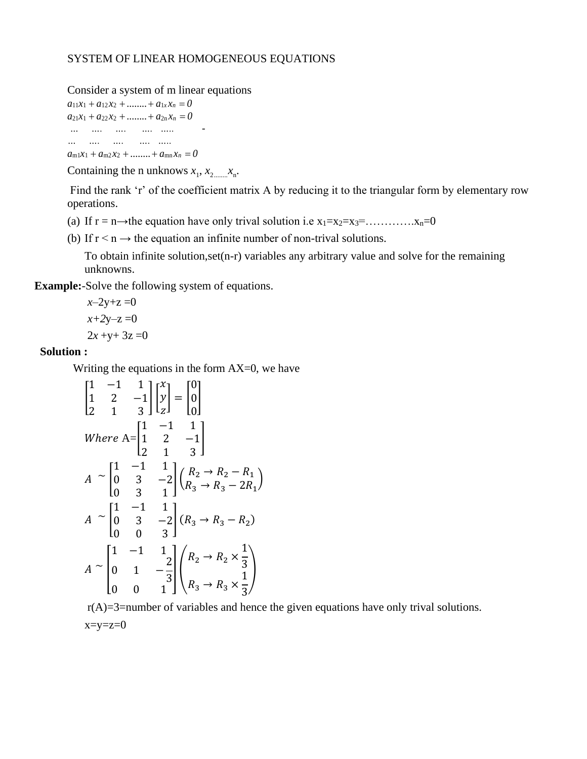SYSTEM OF LINEAR HOMOGENEOUS EQUATIONS

Consider a system of m linear equations

$a_{11}x_1 + a_{12}x_2 + ........ + a_{1x}x_n = 0$

$a_{21}x_1 + a_{22}x_2 + ........ + a_{2n}x_n = 0$

... .... .... .... ..... -

... .... .... .... .....

$a_{m1}x_1 + a_{m2}x_2 + ........ + a_{mn}x_n = 0$

Containing the n unknows $x_1, x_{2........}x_n$.

Find the rank 'r' of the coefficient matrix A by reducing it to the triangular form by elementary row operations.

(a) If r = n→the equation have only trival solution i.e $x_1=x_2=x_3=............x_n=0$

(b) If r < n → the equation an infinite number of non-trival solutions.

To obtain infinite solution,set(n-r) variables any arbitrary value and solve for the remaining unknowns.

**Example:**-Solve the following system of equations.

$x–2y+z =0$

$x+2y–z =0$

$2x +y+ 3z =0$

**Solution :**

Writing the equations in the form AX=0, we have

$$\begin{bmatrix} 1 & -1 & 1 \\ 1 & 2 & -1 \\ 2 & 1 & 3 \end{bmatrix} \begin{bmatrix} x \\ y \\ z \end{bmatrix} = \begin{bmatrix} 0 \\ 0 \\ 0 \end{bmatrix}$$

$$Where\ A=\begin{bmatrix} 1 & -1 & 1 \\ 1 & 2 & -1 \\ 2 & 1 & 3 \end{bmatrix}$$

$$A \sim \begin{bmatrix} 1 & -1 & 1 \\ 0 & 3 & -2 \\ 0 & 3 & 1 \end{bmatrix} \begin{pmatrix} R_2 \to R_2 - R_1 \\ R_3 \to R_3 - 2R_1 \end{pmatrix}$$

$$A \sim \begin{bmatrix} 1 & -1 & 1 \\ 0 & 3 & -2 \\ 0 & 0 & 3 \end{bmatrix} (R_3 \to R_3 - R_2)$$

$$A \sim \begin{bmatrix} 1 & -1 & 1 \\ 0 & 1 & -\frac{2}{3} \\ 0 & 0 & 1 \end{bmatrix} \begin{pmatrix} R_2 \to R_2 \times \frac{1}{3} \\ R_3 \to R_3 \times \frac{1}{3} \end{pmatrix}$$

r(A)=3=number of variables and hence the given equations have only trival solutions.

x=y=z=0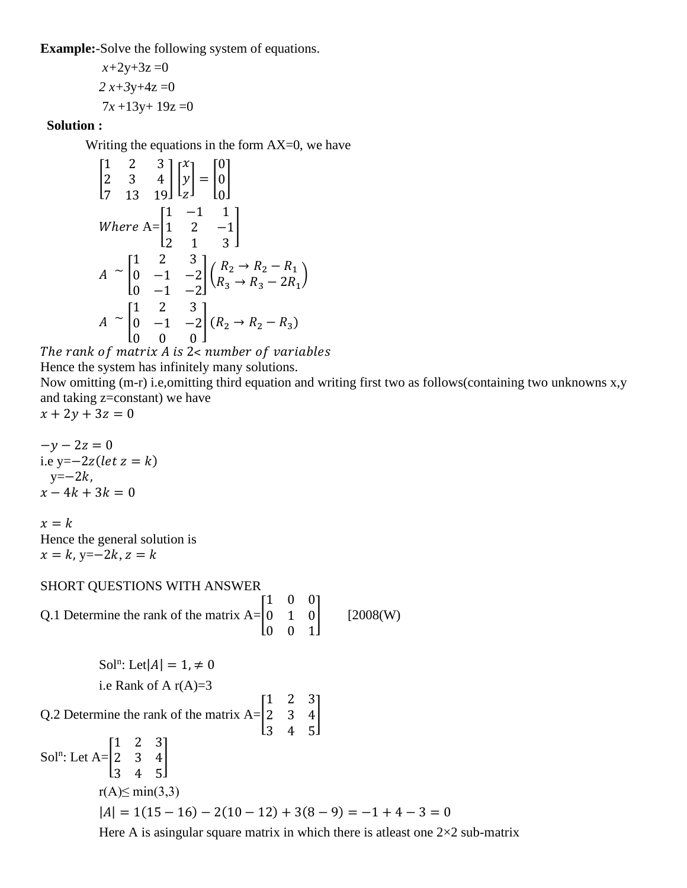**Example:**-Solve the following system of equations.

$x+2y+3z=0$

$2x+3y+4z=0$

$7x+13y+19z=0$

**Solution :**

Writing the equations in the form AX=0, we have

$$\begin{bmatrix}1 & 2 & 3\\2 & 3 & 4\\7 & 13 & 19\end{bmatrix}\begin{bmatrix}x\\y\\z\end{bmatrix}=\begin{bmatrix}0\\0\\0\end{bmatrix}$$

$$Where\ A=\begin{bmatrix}1 & -1 & 1\\1 & 2 & -1\\2 & 1 & 3\end{bmatrix}$$

$$A\sim\begin{bmatrix}1 & 2 & 3\\0 & -1 & -2\\0 & -1 & -2\end{bmatrix}\begin{pmatrix}R_2\to R_2-R_1\\R_3\to R_3-2R_1\end{pmatrix}$$

$$A\sim\begin{bmatrix}1 & 2 & 3\\0 & -1 & -2\\0 & 0 & 0\end{bmatrix}(R_2\to R_2-R_3)$$

$The\ rank\ of\ matrix\ A\ is\ 2<\ number\ of\ variables$

Hence the system has infinitely many solutions.

Now omitting (m-r) i.e,omitting third equation and writing first two as follows(containing two unknowns x,y and taking z=constant) we have

$x+2y+3z=0$

$-y-2z=0$

i.e $y=-2z(let\ z=k)$

$y=-2k,$

$x-4k+3k=0$

$x=k$

Hence the general solution is

$x=k,\ y=-2k,\ z=k$

SHORT QUESTIONS WITH ANSWER

Q.1 Determine the rank of the matrix $A=\begin{bmatrix}1 & 0 & 0\\0 & 1 & 0\\0 & 0 & 1\end{bmatrix}$ [2008(W)]

Sol^n: Let $|A|=1,\neq 0$

i.e Rank of A r(A)=3

Q.2 Determine the rank of the matrix $A=\begin{bmatrix}1 & 2 & 3\\2 & 3 & 4\\3 & 4 & 5\end{bmatrix}$

Sol^n: Let $A=\begin{bmatrix}1 & 2 & 3\\2 & 3 & 4\\3 & 4 & 5\end{bmatrix}$

$r(A)\leq \min(3,3)$

$|A|=1(15-16)-2(10-12)+3(8-9)=-1+4-3=0$

Here A is asingular square matrix in which there is atleast one 2×2 sub-matrix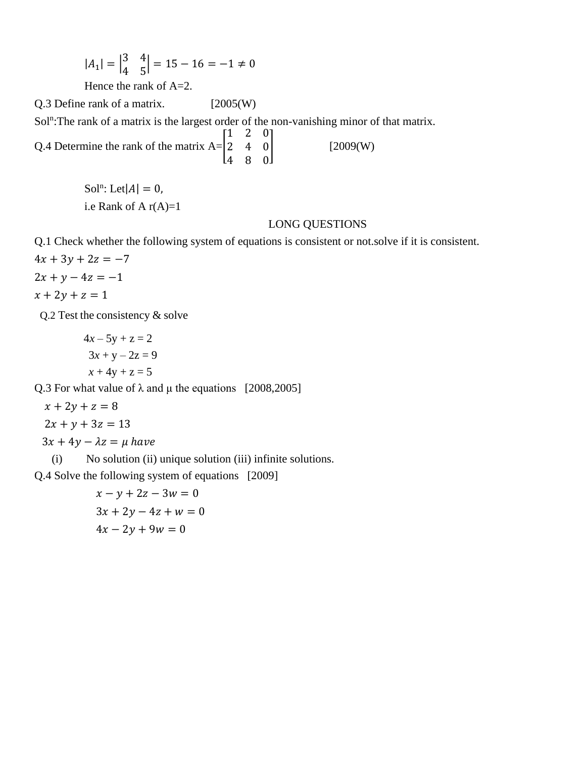$|A_1| = \begin{vmatrix} 3 & 4 \\ 4 & 5 \end{vmatrix} = 15 - 16 = -1 \neq 0$

Hence the rank of A=2.

Q.3 Define rank of a matrix. [2005(W)

Sol$^n$:The rank of a matrix is the largest order of the non-vanishing minor of that matrix.

Q.4 Determine the rank of the matrix A=$\begin{bmatrix} 1 & 2 & 0 \\ 2 & 4 & 0 \\ 4 & 8 & 0 \end{bmatrix}$ [2009(W)

Sol$^n$: Let$|A| = 0$,

i.e Rank of A r(A)=1

## LONG QUESTIONS

Q.1 Check whether the following system of equations is consistent or not.solve if it is consistent.

$4x + 3y + 2z = -7$

$2x + y - 4z = -1$

$x + 2y + z = 1$

Q.2 Test the consistency & solve

$4x - 5y + z = 2$

$3x + y - 2z = 9$

$x + 4y + z = 5$

Q.3 For what value of λ and μ the equations [2008,2005]

$x + 2y + z = 8$

$2x + y + 3z = 13$

$3x + 4y - \lambda z = \mu$ *have*

(i) No solution (ii) unique solution (iii) infinite solutions.

Q.4 Solve the following system of equations [2009]

$x - y + 2z - 3w = 0$

$3x + 2y - 4z + w = 0$

$4x - 2y + 9w = 0$